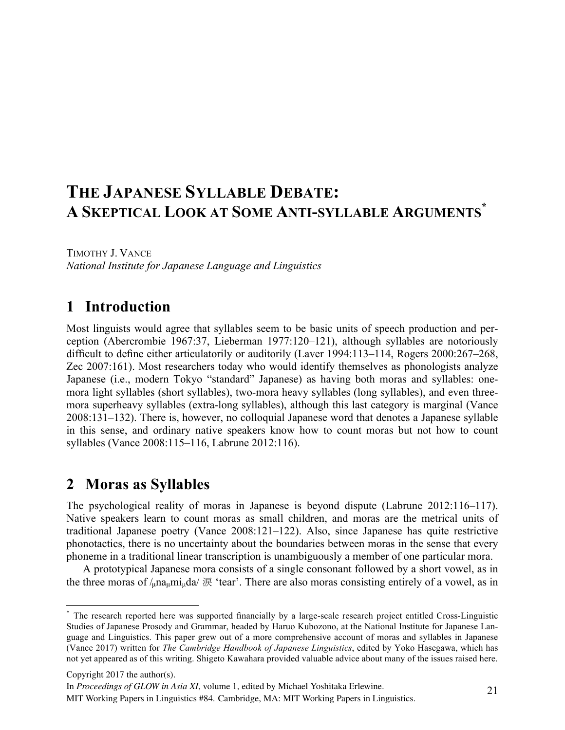# THE JAPANESE SYLLABLE DEBATE: A SKEPTICAL LOOK AT SOME ANTI-SYLLABLE ARGUMENTS[*]

TIMOTHY J. VANCE
*National Institute for Japanese Language and Linguistics*

## 1 Introduction

Most linguists would agree that syllables seem to be basic units of speech production and perception (Abercrombie 1967:37, Lieberman 1977:120–121), although syllables are notoriously difficult to define either articulatorily or auditorily (Laver 1994:113–114, Rogers 2000:267–268, Zec 2007:161). Most researchers today who would identify themselves as phonologists analyze Japanese (i.e., modern Tokyo "standard" Japanese) as having both moras and syllables: one-mora light syllables (short syllables), two-mora heavy syllables (long syllables), and even three-mora superheavy syllables (extra-long syllables), although this last category is marginal (Vance 2008:131–132). There is, however, no colloquial Japanese word that denotes a Japanese syllable in this sense, and ordinary native speakers know how to count moras but not how to count syllables (Vance 2008:115–116, Labrune 2012:116).

## 2 Moras as Syllables

The psychological reality of moras in Japanese is beyond dispute (Labrune 2012:116–117). Native speakers learn to count moras as small children, and moras are the metrical units of traditional Japanese poetry (Vance 2008:121–122). Also, since Japanese has quite restrictive phonotactics, there is no uncertainty about the boundaries between moras in the sense that every phoneme in a traditional linear transcription is unambiguously a member of one particular mora.

A prototypical Japanese mora consists of a single consonant followed by a short vowel, as in the three moras of /$_\mu$na$_\mu$mi$_\mu$da/ 涙 'tear'. There are also moras consisting entirely of a vowel, as in

---

[*] The research reported here was supported financially by a large-scale research project entitled Cross-Linguistic Studies of Japanese Prosody and Grammar, headed by Haruo Kubozono, at the National Institute for Japanese Language and Linguistics. This paper grew out of a more comprehensive account of moras and syllables in Japanese (Vance 2017) written for *The Cambridge Handbook of Japanese Linguistics*, edited by Yoko Hasegawa, which has not yet appeared as of this writing. Shigeto Kawahara provided valuable advice about many of the issues raised here.

Copyright 2017 the author(s).

In *Proceedings of GLOW in Asia XI*, volume 1, edited by Michael Yoshitaka Erlewine.

MIT Working Papers in Linguistics #84. Cambridge, MA: MIT Working Papers in Linguistics.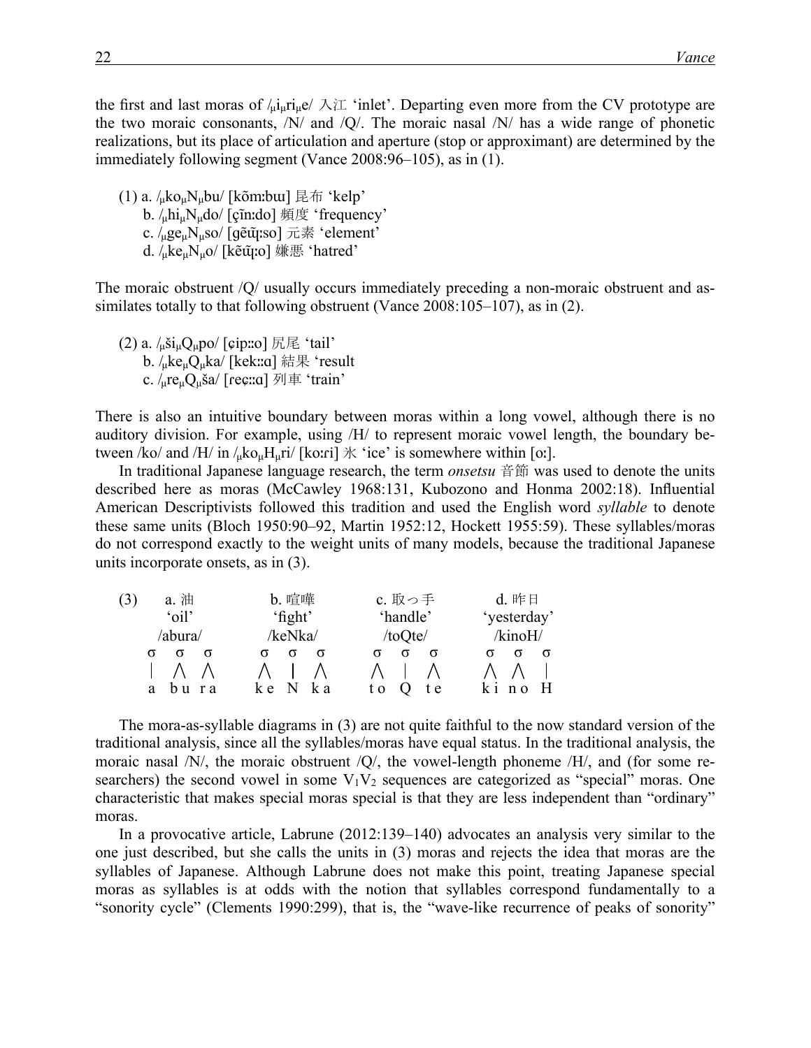the first and last moras of /$_{\mu}$i$_{\mu}$ri$_{\mu}$e/ 入江 'inlet'. Departing even more from the CV prototype are the two moraic consonants, /N/ and /Q/. The moraic nasal /N/ has a wide range of phonetic realizations, but its place of articulation and aperture (stop or approximant) are determined by the immediately following segment (Vance 2008:96–105), as in (1).

(1) a. /$_{\mu}$ko$_{\mu}$N$_{\mu}$bu/ [kõmːbɯ] 昆布 'kelp'
    b. /$_{\mu}$hi$_{\mu}$N$_{\mu}$do/ [çĩnːdo] 頻度 'frequency'
    c. /$_{\mu}$ge$_{\mu}$N$_{\mu}$so/ [ɡẽɰ̃ːso] 元素 'element'
    d. /$_{\mu}$ke$_{\mu}$N$_{\mu}$o/ [kẽɰ̃ːo] 嫌悪 'hatred'

The moraic obstruent /Q/ usually occurs immediately preceding a non-moraic obstruent and assimilates totally to that following obstruent (Vance 2008:105–107), as in (2).

(2) a. /$_{\mu}$ši$_{\mu}$Q$_{\mu}$po/ [ɕipːːo] 尻尾 'tail'
    b. /$_{\mu}$ke$_{\mu}$Q$_{\mu}$ka/ [kekːːɑ] 結果 'result
    c. /$_{\mu}$re$_{\mu}$Q$_{\mu}$ša/ [ɾeɕːːɑ] 列車 'train'

There is also an intuitive boundary between moras within a long vowel, although there is no auditory division. For example, using /H/ to represent moraic vowel length, the boundary between /ko/ and /H/ in /$_{\mu}$ko$_{\mu}$H$_{\mu}$ri/ [koːɾi] 氷 'ice' is somewhere within [oː].

In traditional Japanese language research, the term *onsetsu* 音節 was used to denote the units described here as moras (McCawley 1968:131, Kubozono and Honma 2002:18). Influential American Descriptivists followed this tradition and used the English word *syllable* to denote these same units (Bloch 1950:90–92, Martin 1952:12, Hockett 1955:59). These syllables/moras do not correspond exactly to the weight units of many models, because the traditional Japanese units incorporate onsets, as in (3).

```
(3)    a. 油          b. 喧嘩        c. 取っ手       d. 昨日
       'oil'         'fight'        'handle'      'yesterday'
      /abura/        /keNka/        /toQte/        /kinoH/
      σ  σ  σ       σ  σ  σ       σ  σ  σ       σ  σ  σ
      |  /\ /\      /\ |  /\      /\ |  /\      /\ /\ |
      a  bu ra      ke N  ka      to Q  te      ki no H
```

The mora-as-syllable diagrams in (3) are not quite faithful to the now standard version of the traditional analysis, since all the syllables/moras have equal status. In the traditional analysis, the moraic nasal /N/, the moraic obstruent /Q/, the vowel-length phoneme /H/, and (for some researchers) the second vowel in some $V_1V_2$ sequences are categorized as "special" moras. One characteristic that makes special moras special is that they are less independent than "ordinary" moras.

In a provocative article, Labrune (2012:139–140) advocates an analysis very similar to the one just described, but she calls the units in (3) moras and rejects the idea that moras are the syllables of Japanese. Although Labrune does not make this point, treating Japanese special moras as syllables is at odds with the notion that syllables correspond fundamentally to a "sonority cycle" (Clements 1990:299), that is, the "wave-like recurrence of peaks of sonority"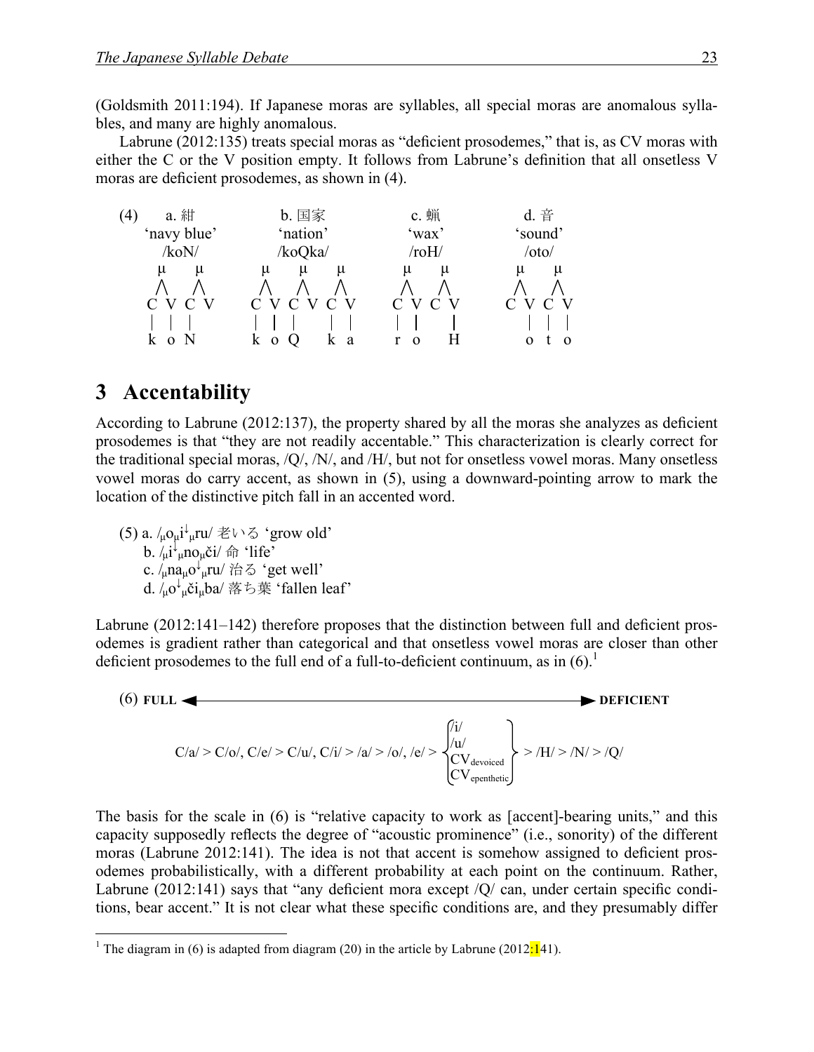(Goldsmith 2011:194). If Japanese moras are syllables, all special moras are anomalous syllables, and many are highly anomalous.

Labrune (2012:135) treats special moras as “deficient prosodemes,” that is, as CV moras with either the C or the V position empty. It follows from Labrune’s definition that all onsetless V moras are deficient prosodemes, as shown in (4).

```
(4)    a. 紺            b. 国家              c. 蝋            d. 音
     ‘navy blue’      ‘nation’            ‘wax’          ‘sound’
       /koN/          /koQka/             /roH/           /oto/
      μ     μ       μ     μ     μ       μ     μ        μ     μ
     / \   / \     / \   / \   / \     / \   / \      / \   / \
     C V   C V     C V   C V   C V     C V   C V      C V   C V
     | |   |       | |   |     | |     | |     |        |   | |
     k o   N       k o   Q     k a     r o     H        o   t o
```

## 3 Accentability

According to Labrune (2012:137), the property shared by all the moras she analyzes as deficient prosodemes is that “they are not readily accentable.” This characterization is clearly correct for the traditional special moras, /Q/, /N/, and /H/, but not for onsetless vowel moras. Many onsetless vowel moras do carry accent, as shown in (5), using a downward-pointing arrow to mark the location of the distinctive pitch fall in an accented word.

(5) a. /$_\mu$o$_\mu$i$^\downarrow$$_\mu$ru/ 老いる ‘grow old’
  b. /$_\mu$i$^\downarrow$$_\mu$no$_\mu$či/ 命 ‘life’
  c. /$_\mu$na$_\mu$o$^\downarrow$$_\mu$ru/ 治る ‘get well’
  d. /$_\mu$o$^\downarrow$$_\mu$či$_\mu$ba/ 落ち葉 ‘fallen leaf’

Labrune (2012:141–142) therefore proposes that the distinction between full and deficient prosodemes is gradient rather than categorical and that onsetless vowel moras are closer than other deficient prosodemes to the full end of a full-to-deficient continuum, as in (6).[1]

(6) **FULL** ◄——————————————————► **DEFICIENT**

$$\text{C/a/} > \text{C/o/, C/e/} > \text{C/u/, C/i/} > \text{/a/} > \text{/o/, /e/} > \left\{\begin{array}{l}\text{/i/}\\ \text{/u/}\\ \text{CV}_{\text{devoiced}}\\ \text{CV}_{\text{epenthetic}}\end{array}\right\} > \text{/H/} > \text{/N/} > \text{/Q/}$$

The basis for the scale in (6) is “relative capacity to work as [accent]-bearing units,” and this capacity supposedly reflects the degree of “acoustic prominence” (i.e., sonority) of the different moras (Labrune 2012:141). The idea is not that accent is somehow assigned to deficient prosodemes probabilistically, with a different probability at each point on the continuum. Rather, Labrune (2012:141) says that “any deficient mora except /Q/ can, under certain specific conditions, bear accent.” It is not clear what these specific conditions are, and they presumably differ

[1] The diagram in (6) is adapted from diagram (20) in the article by Labrune (2012:141).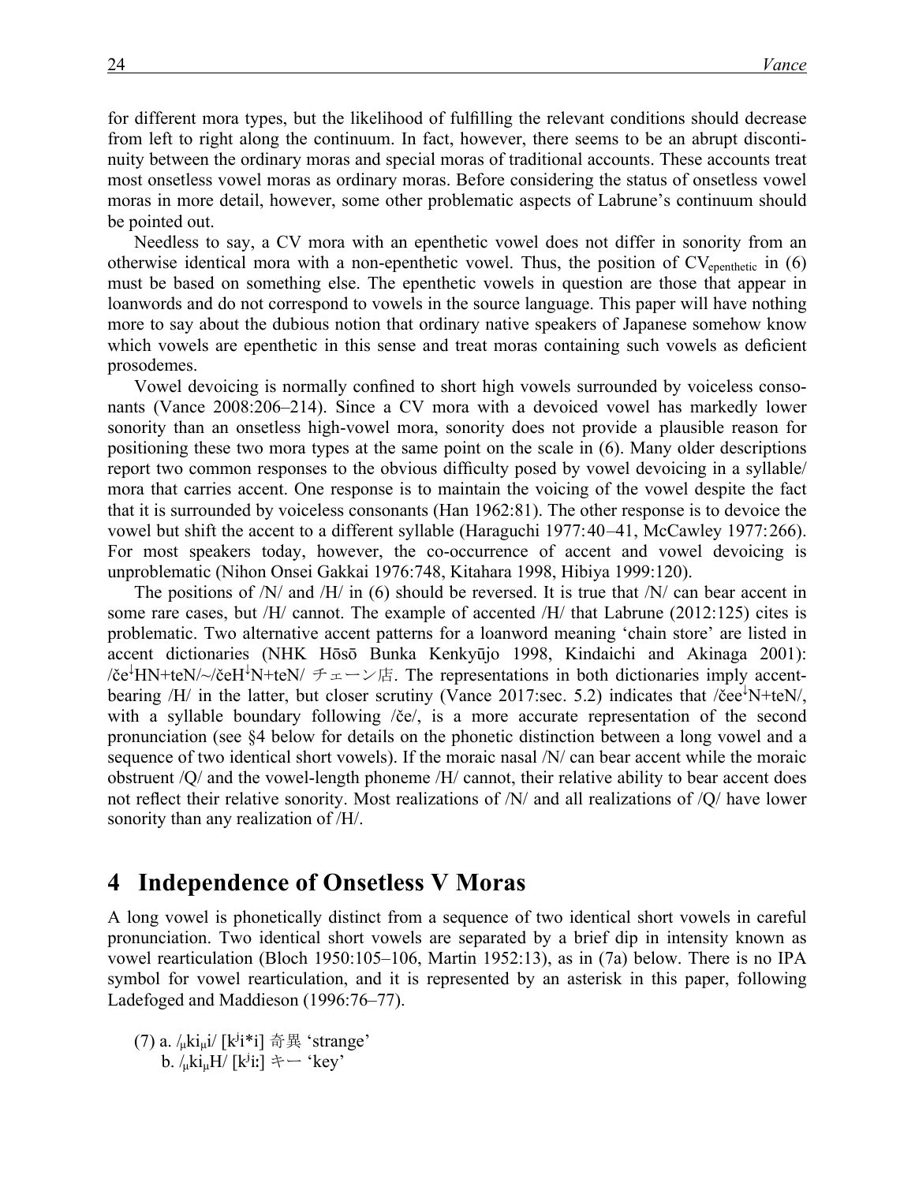for different mora types, but the likelihood of fulfilling the relevant conditions should decrease from left to right along the continuum. In fact, however, there seems to be an abrupt discontinuity between the ordinary moras and special moras of traditional accounts. These accounts treat most onsetless vowel moras as ordinary moras. Before considering the status of onsetless vowel moras in more detail, however, some other problematic aspects of Labrune's continuum should be pointed out.

Needless to say, a CV mora with an epenthetic vowel does not differ in sonority from an otherwise identical mora with a non-epenthetic vowel. Thus, the position of $\mathrm{CV}_{\mathrm{epenthetic}}$ in (6) must be based on something else. The epenthetic vowels in question are those that appear in loanwords and do not correspond to vowels in the source language. This paper will have nothing more to say about the dubious notion that ordinary native speakers of Japanese somehow know which vowels are epenthetic in this sense and treat moras containing such vowels as deficient prosodemes.

Vowel devoicing is normally confined to short high vowels surrounded by voiceless consonants (Vance 2008:206–214). Since a CV mora with a devoiced vowel has markedly lower sonority than an onsetless high-vowel mora, sonority does not provide a plausible reason for positioning these two mora types at the same point on the scale in (6). Many older descriptions report two common responses to the obvious difficulty posed by vowel devoicing in a syllable/mora that carries accent. One response is to maintain the voicing of the vowel despite the fact that it is surrounded by voiceless consonants (Han 1962:81). The other response is to devoice the vowel but shift the accent to a different syllable (Haraguchi 1977:40–41, McCawley 1977:266). For most speakers today, however, the co-occurrence of accent and vowel devoicing is unproblematic (Nihon Onsei Gakkai 1976:748, Kitahara 1998, Hibiya 1999:120).

The positions of /N/ and /H/ in (6) should be reversed. It is true that /N/ can bear accent in some rare cases, but /H/ cannot. The example of accented /H/ that Labrune (2012:125) cites is problematic. Two alternative accent patterns for a loanword meaning 'chain store' are listed in accent dictionaries (NHK Hōsō Bunka Kenkyūjo 1998, Kindaichi and Akinaga 2001): /če↓HN+teN/~/čeH↓N+teN/ チェーン店. The representations in both dictionaries imply accent-bearing /H/ in the latter, but closer scrutiny (Vance 2017:sec. 5.2) indicates that /čee↓N+teN/, with a syllable boundary following /če/, is a more accurate representation of the second pronunciation (see §4 below for details on the phonetic distinction between a long vowel and a sequence of two identical short vowels). If the moraic nasal /N/ can bear accent while the moraic obstruent /Q/ and the vowel-length phoneme /H/ cannot, their relative ability to bear accent does not reflect their relative sonority. Most realizations of /N/ and all realizations of /Q/ have lower sonority than any realization of /H/.

## 4 Independence of Onsetless V Moras

A long vowel is phonetically distinct from a sequence of two identical short vowels in careful pronunciation. Two identical short vowels are separated by a brief dip in intensity known as vowel rearticulation (Bloch 1950:105–106, Martin 1952:13), as in (7a) below. There is no IPA symbol for vowel rearticulation, and it is represented by an asterisk in this paper, following Ladefoged and Maddieson (1996:76–77).

(7) a. /$_{\mu}$ki$_{\mu}$i/ [kʲi*i] 奇異 'strange'
    b. /$_{\mu}$ki$_{\mu}$H/ [kʲiː] キー 'key'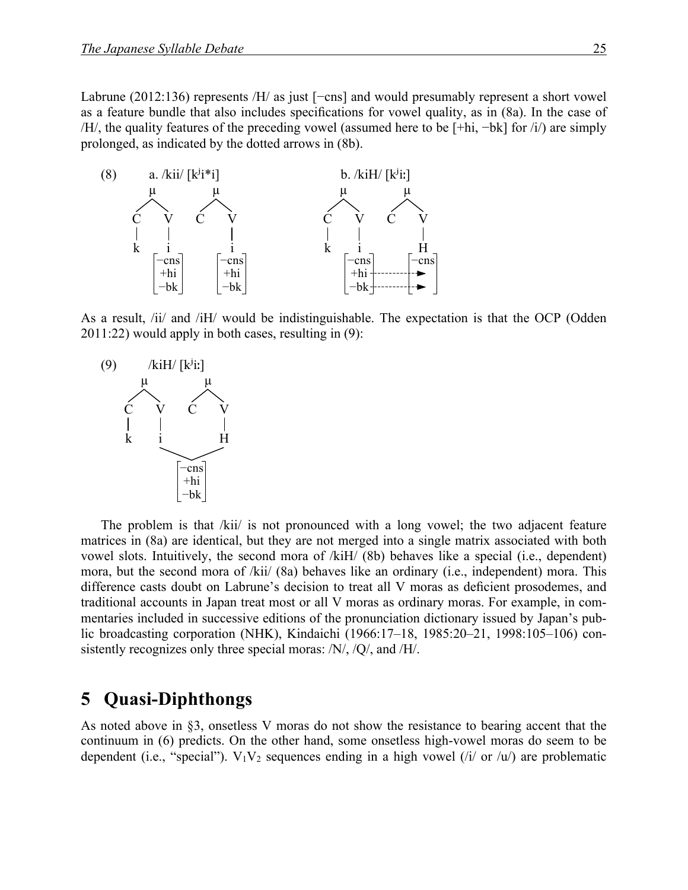Labrune (2012:136) represents /H/ as just [−cns] and would presumably represent a short vowel as a feature bundle that also includes specifications for vowel quality, as in (8a). In the case of /H/, the quality features of the preceding vowel (assumed here to be [+hi, −bk] for /i/) are simply prolonged, as indicated by the dotted arrows in (8b).

```
(8)     a. /kii/ [kʲi*i]                     b. /kiH/ [kʲiː]
           μ          μ                         μ           μ
          / \        / \                       / \         / \
         C   V      C   V                     C   V       C   V
         |   |          |                     |   |           |
         k   i          i                     k   i           H
           [−cns]    [−cns]                     [−cns]      [−cns]
           [+hi ]    [+hi ]                     [+hi ]- - - - ->
           [−bk ]    [−bk ]                     [−bk ]- - - - ->
```

As a result, /ii/ and /iH/ would be indistinguishable. The expectation is that the OCP (Odden 2011:22) would apply in both cases, resulting in (9):

```
(9)     /kiH/ [kʲiː]
           μ          μ
          / \        / \
         C   V      C   V
         |   |          |
         k   i          H
              \        /
               [−cns]
               [+hi ]
               [−bk ]
```

The problem is that /kii/ is not pronounced with a long vowel; the two adjacent feature matrices in (8a) are identical, but they are not merged into a single matrix associated with both vowel slots. Intuitively, the second mora of /kiH/ (8b) behaves like a special (i.e., dependent) mora, but the second mora of /kii/ (8a) behaves like an ordinary (i.e., independent) mora. This difference casts doubt on Labrune's decision to treat all V moras as deficient prosodemes, and traditional accounts in Japan treat most or all V moras as ordinary moras. For example, in commentaries included in successive editions of the pronunciation dictionary issued by Japan's public broadcasting corporation (NHK), Kindaichi (1966:17–18, 1985:20–21, 1998:105–106) consistently recognizes only three special moras: /N/, /Q/, and /H/.

## 5 Quasi-Diphthongs

As noted above in §3, onsetless V moras do not show the resistance to bearing accent that the continuum in (6) predicts. On the other hand, some onsetless high-vowel moras do seem to be dependent (i.e., "special"). $V_1V_2$ sequences ending in a high vowel (/i/ or /u/) are problematic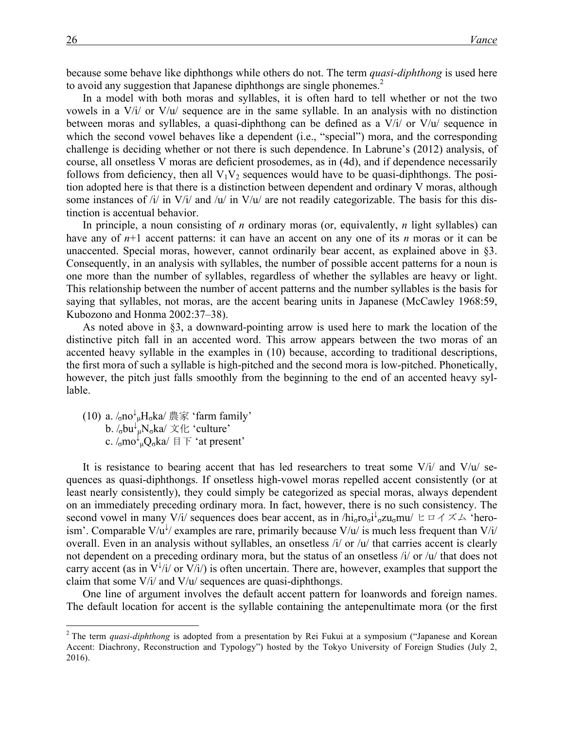because some behave like diphthongs while others do not. The term *quasi-diphthong* is used here to avoid any suggestion that Japanese diphthongs are single phonemes.[2]

In a model with both moras and syllables, it is often hard to tell whether or not the two vowels in a V/i/ or V/u/ sequence are in the same syllable. In an analysis with no distinction between moras and syllables, a quasi-diphthong can be defined as a V/i/ or V/u/ sequence in which the second vowel behaves like a dependent (i.e., "special") mora, and the corresponding challenge is deciding whether or not there is such dependence. In Labrune's (2012) analysis, of course, all onsetless V moras are deficient prosodemes, as in (4d), and if dependence necessarily follows from deficiency, then all $V_1V_2$ sequences would have to be quasi-diphthongs. The position adopted here is that there is a distinction between dependent and ordinary V moras, although some instances of /i/ in V/i/ and /u/ in V/u/ are not readily categorizable. The basis for this distinction is accentual behavior.

In principle, a noun consisting of *n* ordinary moras (or, equivalently, *n* light syllables) can have any of *n*+1 accent patterns: it can have an accent on any one of its *n* moras or it can be unaccented. Special moras, however, cannot ordinarily bear accent, as explained above in §3. Consequently, in an analysis with syllables, the number of possible accent patterns for a noun is one more than the number of syllables, regardless of whether the syllables are heavy or light. This relationship between the number of accent patterns and the number syllables is the basis for saying that syllables, not moras, are the accent bearing units in Japanese (McCawley 1968:59, Kubozono and Honma 2002:37–38).

As noted above in §3, a downward-pointing arrow is used here to mark the location of the distinctive pitch fall in an accented word. This arrow appears between the two moras of an accented heavy syllable in the examples in (10) because, according to traditional descriptions, the first mora of such a syllable is high-pitched and the second mora is low-pitched. Phonetically, however, the pitch just falls smoothly from the beginning to the end of an accented heavy syllable.

(10) a. /$_\sigma$no$^\downarrow{}_\mu$H$_\sigma$ka/ 農家 'farm family'
     b. /$_\sigma$bu$^\downarrow{}_\mu$N$_\sigma$ka/ 文化 'culture'
     c. /$_\sigma$mo$^\downarrow{}_\mu$Q$_\sigma$ka/ 目下 'at present'

It is resistance to bearing accent that has led researchers to treat some V/i/ and V/u/ sequences as quasi-diphthongs. If onsetless high-vowel moras repelled accent consistently (or at least nearly consistently), they could simply be categorized as special moras, always dependent on an immediately preceding ordinary mora. In fact, however, there is no such consistency. The second vowel in many V/i/ sequences does bear accent, as in /hi$_\sigma$ro$_\sigma$i$^\downarrow{}_\sigma$zu$_\sigma$mu/ ヒロイズム 'heroism'. Comparable V/u$^\downarrow$/ examples are rare, primarily because V/u/ is much less frequent than V/i/ overall. Even in an analysis without syllables, an onsetless /i/ or /u/ that carries accent is clearly not dependent on a preceding ordinary mora, but the status of an onsetless /i/ or /u/ that does not carry accent (as in V$^\downarrow$/i/ or V/i/) is often uncertain. There are, however, examples that support the claim that some V/i/ and V/u/ sequences are quasi-diphthongs.

One line of argument involves the default accent pattern for loanwords and foreign names. The default location for accent is the syllable containing the antepenultimate mora (or the first

[2] The term *quasi-diphthong* is adopted from a presentation by Rei Fukui at a symposium ("Japanese and Korean Accent: Diachrony, Reconstruction and Typology") hosted by the Tokyo University of Foreign Studies (July 2, 2016).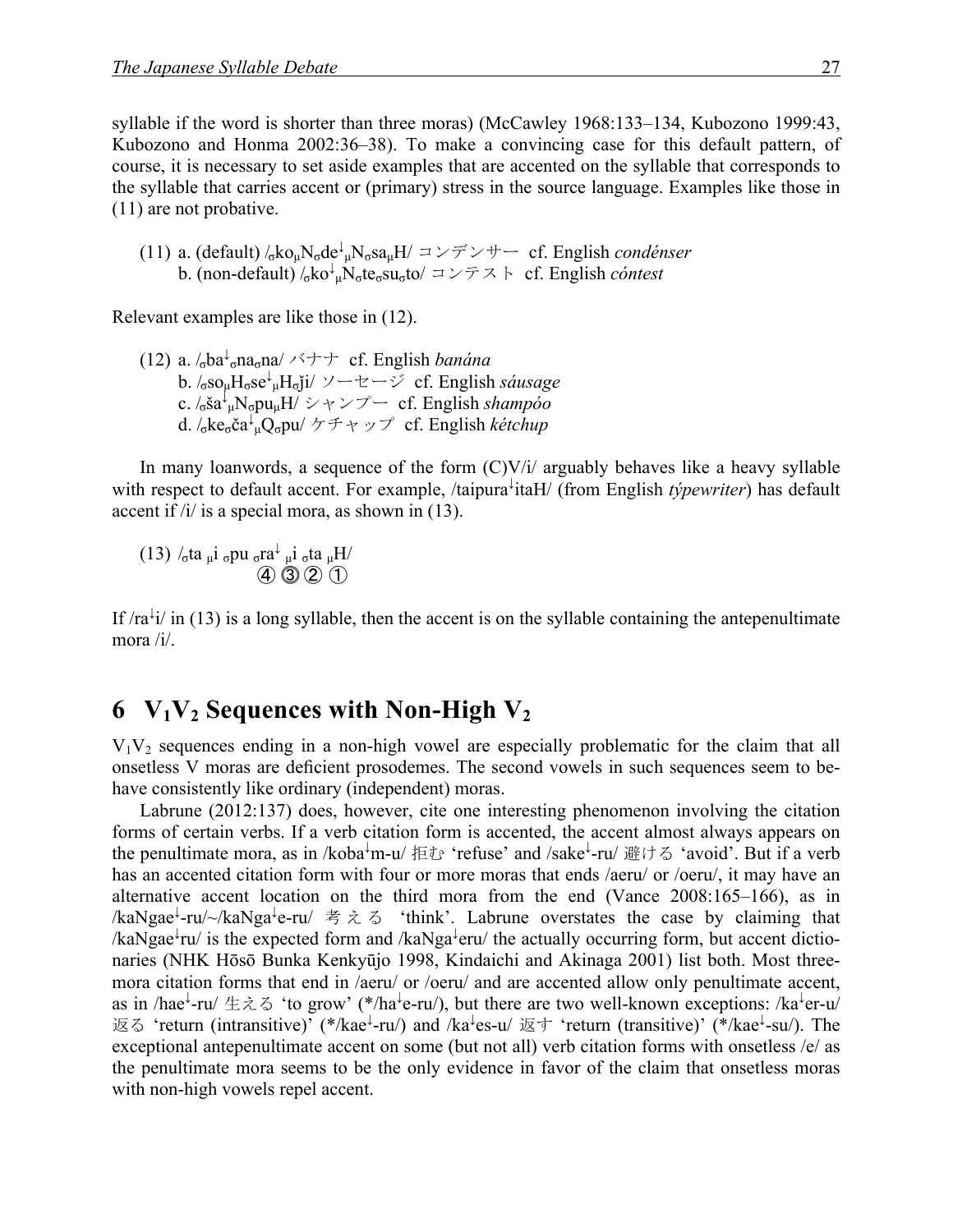syllable if the word is shorter than three moras) (McCawley 1968:133–134, Kubozono 1999:43, Kubozono and Honma 2002:36–38). To make a convincing case for this default pattern, of course, it is necessary to set aside examples that are accented on the syllable that corresponds to the syllable that carries accent or (primary) stress in the source language. Examples like those in (11) are not probative.

(11) a. (default) /$_\sigma$ko$_\mu$N$_\sigma$de$^\downarrow$$_\mu$N$_\sigma$sa$_\mu$H/ コンデンサー cf. English *condénser*
b. (non-default) /$_\sigma$ko$^\downarrow$$_\mu$N$_\sigma$te$_\sigma$su$_\sigma$to/ コンテスト cf. English *cóntest*

Relevant examples are like those in (12).

(12) a. /$_\sigma$ba$^\downarrow$$_\sigma$na$_\sigma$na/ バナナ cf. English *banána*
b. /$_\sigma$so$_\mu$H$_\sigma$se$^\downarrow$$_\mu$H$_\sigma$ǰi/ ソーセージ cf. English *sáusage*
c. /$_\sigma$ša$^\downarrow$$_\mu$N$_\sigma$pu$_\mu$H/ シャンプー cf. English *shampóo*
d. /$_\sigma$ke$_\sigma$ča$^\downarrow$$_\mu$Q$_\sigma$pu/ ケチャップ cf. English *kétchup*

In many loanwords, a sequence of the form (C)V/i/ arguably behaves like a heavy syllable with respect to default accent. For example, /taipura$^\downarrow$itaH/ (from English *týpewriter*) has default accent if /i/ is a special mora, as shown in (13).

(13) /$_\sigma$ta $_\mu$i $_\sigma$pu $_\sigma$ra$^\downarrow$ $_\mu$i $_\sigma$ta $_\mu$H/
④ ③ ② ①

If /ra$^\downarrow$i/ in (13) is a long syllable, then the accent is on the syllable containing the antepenultimate mora /i/.

## 6 $V_1V_2$ Sequences with Non-High $V_2$

$V_1V_2$ sequences ending in a non-high vowel are especially problematic for the claim that all onsetless V moras are deficient prosodemes. The second vowels in such sequences seem to behave consistently like ordinary (independent) moras.

Labrune (2012:137) does, however, cite one interesting phenomenon involving the citation forms of certain verbs. If a verb citation form is accented, the accent almost always appears on the penultimate mora, as in /koba$^\downarrow$m-u/ 拒む 'refuse' and /sake$^\downarrow$-ru/ 避ける 'avoid'. But if a verb has an accented citation form with four or more moras that ends /aeru/ or /oeru/, it may have an alternative accent location on the third mora from the end (Vance 2008:165–166), as in /kaNgae$^\downarrow$-ru/~/kaNga$^\downarrow$e-ru/ 考える 'think'. Labrune overstates the case by claiming that /kaNgae$^\downarrow$ru/ is the expected form and /kaNga$^\downarrow$eru/ the actually occurring form, but accent dictionaries (NHK Hōsō Bunka Kenkyūjo 1998, Kindaichi and Akinaga 2001) list both. Most three-mora citation forms that end in /aeru/ or /oeru/ and are accented allow only penultimate accent, as in /hae$^\downarrow$-ru/ 生える 'to grow' (*/ha$^\downarrow$e-ru/), but there are two well-known exceptions: /ka$^\downarrow$er-u/ 返る 'return (intransitive)' (*/kae$^\downarrow$-ru/) and /ka$^\downarrow$es-u/ 返す 'return (transitive)' (*/kae$^\downarrow$-su/). The exceptional antepenultimate accent on some (but not all) verb citation forms with onsetless /e/ as the penultimate mora seems to be the only evidence in favor of the claim that onsetless moras with non-high vowels repel accent.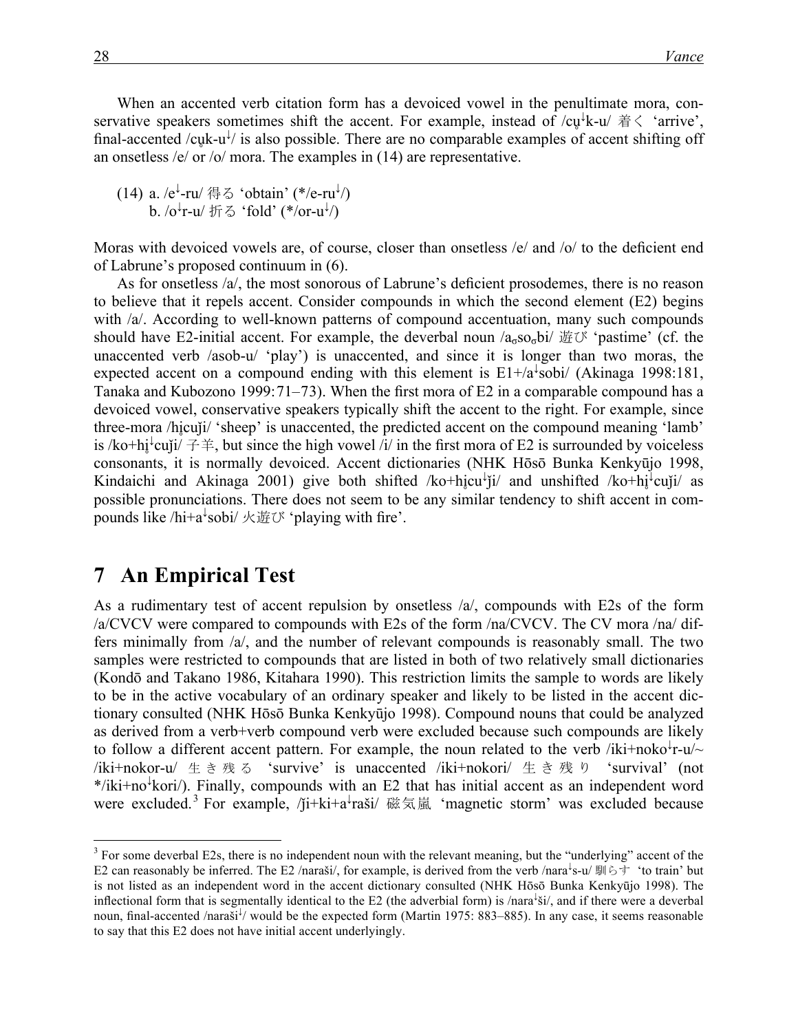When an accented verb citation form has a devoiced vowel in the penultimate mora, conservative speakers sometimes shift the accent. For example, instead of /cu̥↓k-u/ 着く 'arrive', final-accented /cu̥k-u↓/ is also possible. There are no comparable examples of accent shifting off an onsetless /e/ or /o/ mora. The examples in (14) are representative.

(14) a. /e↓-ru/ 得る 'obtain' (*/e-ru↓/)
  b. /o↓r-u/ 折る 'fold' (*/or-u↓/)

Moras with devoiced vowels are, of course, closer than onsetless /e/ and /o/ to the deficient end of Labrune's proposed continuum in (6).

As for onsetless /a/, the most sonorous of Labrune's deficient prosodemes, there is no reason to believe that it repels accent. Consider compounds in which the second element (E2) begins with /a/. According to well-known patterns of compound accentuation, many such compounds should have E2-initial accent. For example, the deverbal noun /a$_\sigma$so$_\sigma$bi/ 遊び 'pastime' (cf. the unaccented verb /asob-u/ 'play') is unaccented, and since it is longer than two moras, the expected accent on a compound ending with this element is E1+/a↓sobi/ (Akinaga 1998:181, Tanaka and Kubozono 1999:71–73). When the first mora of E2 in a comparable compound has a devoiced vowel, conservative speakers typically shift the accent to the right. For example, since three-mora /hi̥cuǰi/ 'sheep' is unaccented, the predicted accent on the compound meaning 'lamb' is /ko+hi̥↓cuǰi/ 子羊, but since the high vowel /i/ in the first mora of E2 is surrounded by voiceless consonants, it is normally devoiced. Accent dictionaries (NHK Hōsō Bunka Kenkyūjo 1998, Kindaichi and Akinaga 2001) give both shifted /ko+hi̥cu↓ǰi/ and unshifted /ko+hi̥↓cuǰi/ as possible pronunciations. There does not seem to be any similar tendency to shift accent in compounds like /hi+a↓sobi/ 火遊び 'playing with fire'.

## 7 An Empirical Test

As a rudimentary test of accent repulsion by onsetless /a/, compounds with E2s of the form /a/CVCV were compared to compounds with E2s of the form /na/CVCV. The CV mora /na/ differs minimally from /a/, and the number of relevant compounds is reasonably small. The two samples were restricted to compounds that are listed in both of two relatively small dictionaries (Kondō and Takano 1986, Kitahara 1990). This restriction limits the sample to words are likely to be in the active vocabulary of an ordinary speaker and likely to be listed in the accent dictionary consulted (NHK Hōsō Bunka Kenkyūjo 1998). Compound nouns that could be analyzed as derived from a verb+verb compound verb were excluded because such compounds are likely to follow a different accent pattern. For example, the noun related to the verb /iki+noko↓r-u/~/iki+nokor-u/ 生き残る 'survive' is unaccented /iki+nokori/ 生き残り 'survival' (not */iki+no↓kori/). Finally, compounds with an E2 that has initial accent as an independent word were excluded.[3] For example, /ǰi+ki+a↓raši/ 磁気嵐 'magnetic storm' was excluded because

[3] For some deverbal E2s, there is no independent noun with the relevant meaning, but the "underlying" accent of the E2 can reasonably be inferred. The E2 /naraši/, for example, is derived from the verb /nara↓s-u/ 馴らす 'to train' but is not listed as an independent word in the accent dictionary consulted (NHK Hōsō Bunka Kenkyūjo 1998). The inflectional form that is segmentally identical to the E2 (the adverbial form) is /nara↓ši/, and if there were a deverbal noun, final-accented /naraši↓/ would be the expected form (Martin 1975: 883–885). In any case, it seems reasonable to say that this E2 does not have initial accent underlyingly.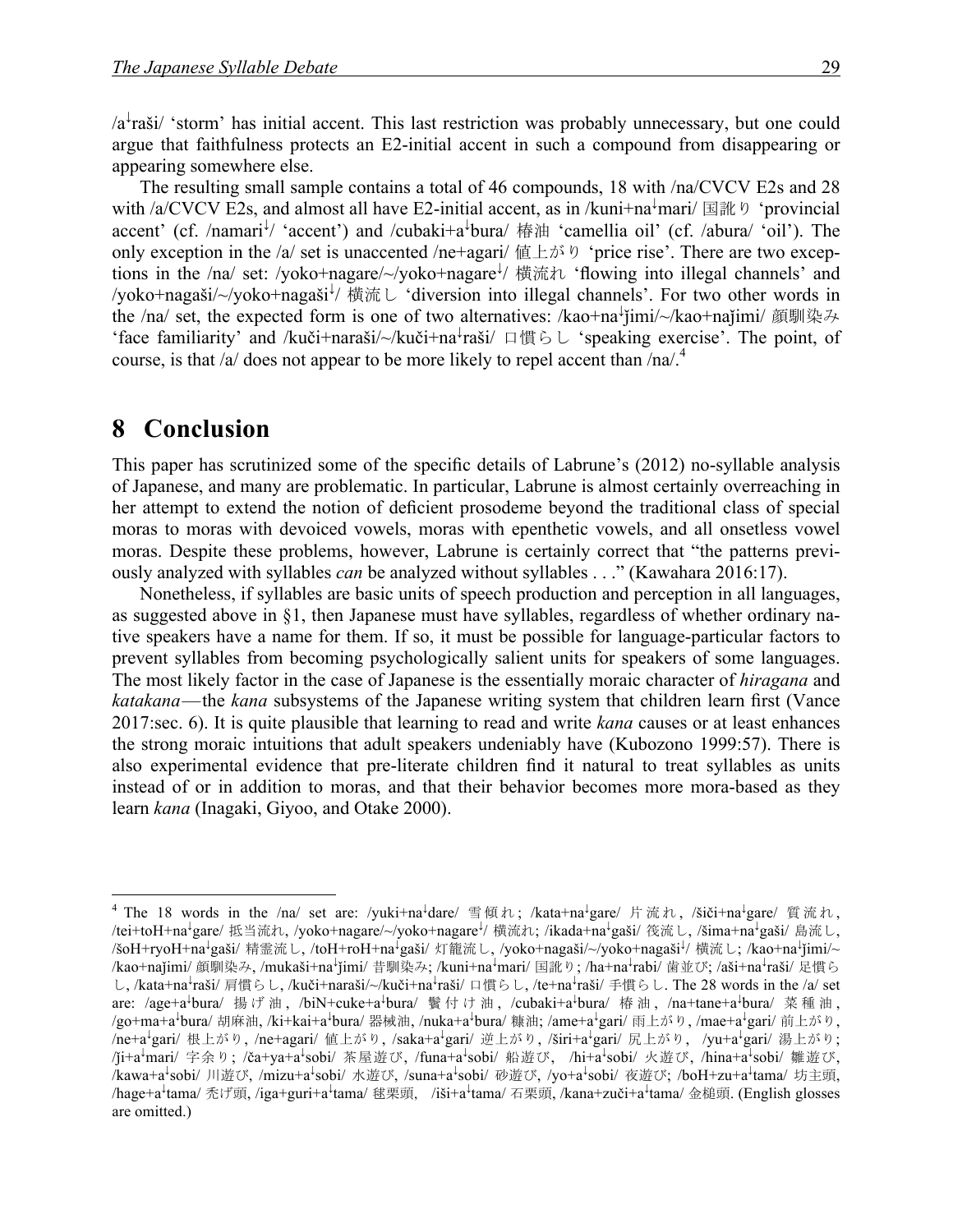/a˩raši/ 'storm' has initial accent. This last restriction was probably unnecessary, but one could argue that faithfulness protects an E2-initial accent in such a compound from disappearing or appearing somewhere else.

The resulting small sample contains a total of 46 compounds, 18 with /na/CVCV E2s and 28 with /a/CVCV E2s, and almost all have E2-initial accent, as in /kuni+na˩mari/ 国訛り 'provincial accent' (cf. /namari˩/ 'accent') and /cubaki+a˩bura/ 椿油 'camellia oil' (cf. /abura/ 'oil'). The only exception in the /a/ set is unaccented /ne+agari/ 値上がり 'price rise'. There are two exceptions in the /na/ set: /yoko+nagare/~/yoko+nagare˩/ 横流れ 'flowing into illegal channels' and /yoko+nagaši/~/yoko+nagaši˩/ 横流し 'diversion into illegal channels'. For two other words in the /na/ set, the expected form is one of two alternatives: /kao+na˩ǰimi/~/kao+naǰimi/ 顔馴染み 'face familiarity' and /kuči+naraši/~/kuči+na˩raši/ 口慣らし 'speaking exercise'. The point, of course, is that /a/ does not appear to be more likely to repel accent than /na/.[4]

## 8 Conclusion

This paper has scrutinized some of the specific details of Labrune's (2012) no-syllable analysis of Japanese, and many are problematic. In particular, Labrune is almost certainly overreaching in her attempt to extend the notion of deficient prosodeme beyond the traditional class of special moras to moras with devoiced vowels, moras with epenthetic vowels, and all onsetless vowel moras. Despite these problems, however, Labrune is certainly correct that "the patterns previously analyzed with syllables *can* be analyzed without syllables . . ." (Kawahara 2016:17).

Nonetheless, if syllables are basic units of speech production and perception in all languages, as suggested above in §1, then Japanese must have syllables, regardless of whether ordinary native speakers have a name for them. If so, it must be possible for language-particular factors to prevent syllables from becoming psychologically salient units for speakers of some languages. The most likely factor in the case of Japanese is the essentially moraic character of *hiragana* and *katakana*—the *kana* subsystems of the Japanese writing system that children learn first (Vance 2017:sec. 6). It is quite plausible that learning to read and write *kana* causes or at least enhances the strong moraic intuitions that adult speakers undeniably have (Kubozono 1999:57). There is also experimental evidence that pre-literate children find it natural to treat syllables as units instead of or in addition to moras, and that their behavior becomes more mora-based as they learn *kana* (Inagaki, Giyoo, and Otake 2000).

---

[4] The 18 words in the /na/ set are: /yuki+na˩dare/ 雪傾れ; /kata+na˩gare/ 片流れ, /šiči+na˩gare/ 質流れ, /tei+toH+na˩gare/ 抵当流れ, /yoko+nagare/~/yoko+nagare˩/ 横流れ; /ikada+na˩gaši/ 筏流し, /šima+na˩gaši/ 島流し, /šoH+ryoH+na˩gaši/ 精霊流し, /toH+roH+na˩gaši/ 灯籠流し, /yoko+nagaši/~/yoko+nagaši˩/ 横流し; /kao+na˩ǰimi/~/kao+naǰimi/ 顔馴染み, /mukaši+na˩ǰimi/ 昔馴染み; /kuni+na˩mari/ 国訛り; /ha+na˩rabi/ 歯並び; /aši+na˩raši/ 足慣らし, /kata+na˩raši/ 肩慣らし, /kuči+naraši/~/kuči+na˩raši/ 口慣らし, /te+na˩raši/ 手慣らし. The 28 words in the /a/ set are: /age+a˩bura/ 揚げ油, /biN+cuke+a˩bura/ 鬢付け油, /cubaki+a˩bura/ 椿油, /na+tane+a˩bura/ 菜種油, /go+ma+a˩bura/ 胡麻油, /ki+kai+a˩bura/ 器械油, /nuka+a˩bura/ 糠油; /ame+a˩gari/ 雨上がり, /mae+a˩gari/ 前上がり, /ne+a˩gari/ 根上がり, /ne+agari/ 値上がり, /saka+a˩gari/ 逆上がり, /širi+a˩gari/ 尻上がり, /yu+a˩gari/ 湯上がり; /ǰi+a˩mari/ 字余り; /ča+ya+a˩sobi/ 茶屋遊び, /funa+a˩sobi/ 船遊び, /hi+a˩sobi/ 火遊び, /hina+a˩sobi/ 雛遊び, /kawa+a˩sobi/ 川遊び, /mizu+a˩sobi/ 水遊び, /suna+a˩sobi/ 砂遊び, /yo+a˩sobi/ 夜遊び; /boH+zu+a˩tama/ 坊主頭, /hage+a˩tama/ 禿げ頭, /iga+guri+a˩tama/ 毬栗頭, /iši+a˩tama/ 石栗頭, /kana+zuči+a˩tama/ 金槌頭. (English glosses are omitted.)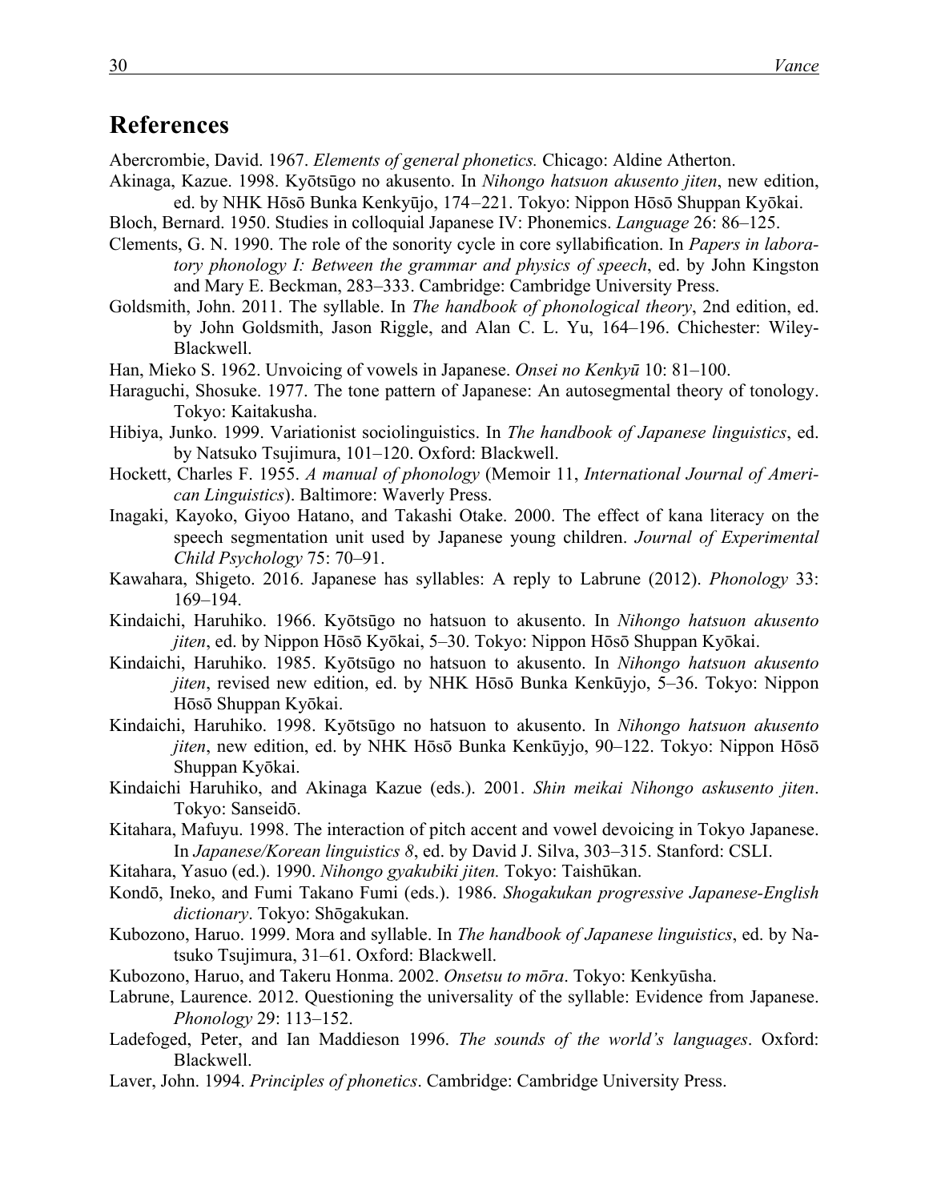## References

Abercrombie, David. 1967. *Elements of general phonetics.* Chicago: Aldine Atherton.

Akinaga, Kazue. 1998. Kyōtsūgo no akusento. In *Nihongo hatsuon akusento jiten*, new edition, ed. by NHK Hōsō Bunka Kenkyūjo, 174–221. Tokyo: Nippon Hōsō Shuppan Kyōkai.

Bloch, Bernard. 1950. Studies in colloquial Japanese IV: Phonemics. *Language* 26: 86–125.

Clements, G. N. 1990. The role of the sonority cycle in core syllabification. In *Papers in laboratory phonology I: Between the grammar and physics of speech*, ed. by John Kingston and Mary E. Beckman, 283–333. Cambridge: Cambridge University Press.

Goldsmith, John. 2011. The syllable. In *The handbook of phonological theory*, 2nd edition, ed. by John Goldsmith, Jason Riggle, and Alan C. L. Yu, 164–196. Chichester: Wiley-Blackwell.

Han, Mieko S. 1962. Unvoicing of vowels in Japanese. *Onsei no Kenkyū* 10: 81–100.

Haraguchi, Shosuke. 1977. The tone pattern of Japanese: An autosegmental theory of tonology. Tokyo: Kaitakusha.

Hibiya, Junko. 1999. Variationist sociolinguistics. In *The handbook of Japanese linguistics*, ed. by Natsuko Tsujimura, 101–120. Oxford: Blackwell.

Hockett, Charles F. 1955. *A manual of phonology* (Memoir 11, *International Journal of American Linguistics*). Baltimore: Waverly Press.

Inagaki, Kayoko, Giyoo Hatano, and Takashi Otake. 2000. The effect of kana literacy on the speech segmentation unit used by Japanese young children. *Journal of Experimental Child Psychology* 75: 70–91.

Kawahara, Shigeto. 2016. Japanese has syllables: A reply to Labrune (2012). *Phonology* 33: 169–194.

Kindaichi, Haruhiko. 1966. Kyōtsūgo no hatsuon to akusento. In *Nihongo hatsuon akusento jiten*, ed. by Nippon Hōsō Kyōkai, 5–30. Tokyo: Nippon Hōsō Shuppan Kyōkai.

Kindaichi, Haruhiko. 1985. Kyōtsūgo no hatsuon to akusento. In *Nihongo hatsuon akusento jiten*, revised new edition, ed. by NHK Hōsō Bunka Kenkūyjo, 5–36. Tokyo: Nippon Hōsō Shuppan Kyōkai.

Kindaichi, Haruhiko. 1998. Kyōtsūgo no hatsuon to akusento. In *Nihongo hatsuon akusento jiten*, new edition, ed. by NHK Hōsō Bunka Kenkūyjo, 90–122. Tokyo: Nippon Hōsō Shuppan Kyōkai.

Kindaichi Haruhiko, and Akinaga Kazue (eds.). 2001. *Shin meikai Nihongo askusento jiten*. Tokyo: Sanseidō.

Kitahara, Mafuyu. 1998. The interaction of pitch accent and vowel devoicing in Tokyo Japanese. In *Japanese/Korean linguistics 8*, ed. by David J. Silva, 303–315. Stanford: CSLI.

Kitahara, Yasuo (ed.). 1990. *Nihongo gyakubiki jiten.* Tokyo: Taishūkan.

Kondō, Ineko, and Fumi Takano Fumi (eds.). 1986. *Shogakukan progressive Japanese-English dictionary*. Tokyo: Shōgakukan.

Kubozono, Haruo. 1999. Mora and syllable. In *The handbook of Japanese linguistics*, ed. by Natsuko Tsujimura, 31–61. Oxford: Blackwell.

Kubozono, Haruo, and Takeru Honma. 2002. *Onsetsu to mōra*. Tokyo: Kenkyūsha.

Labrune, Laurence. 2012. Questioning the universality of the syllable: Evidence from Japanese. *Phonology* 29: 113–152.

Ladefoged, Peter, and Ian Maddieson 1996. *The sounds of the world's languages*. Oxford: Blackwell.

Laver, John. 1994. *Principles of phonetics*. Cambridge: Cambridge University Press.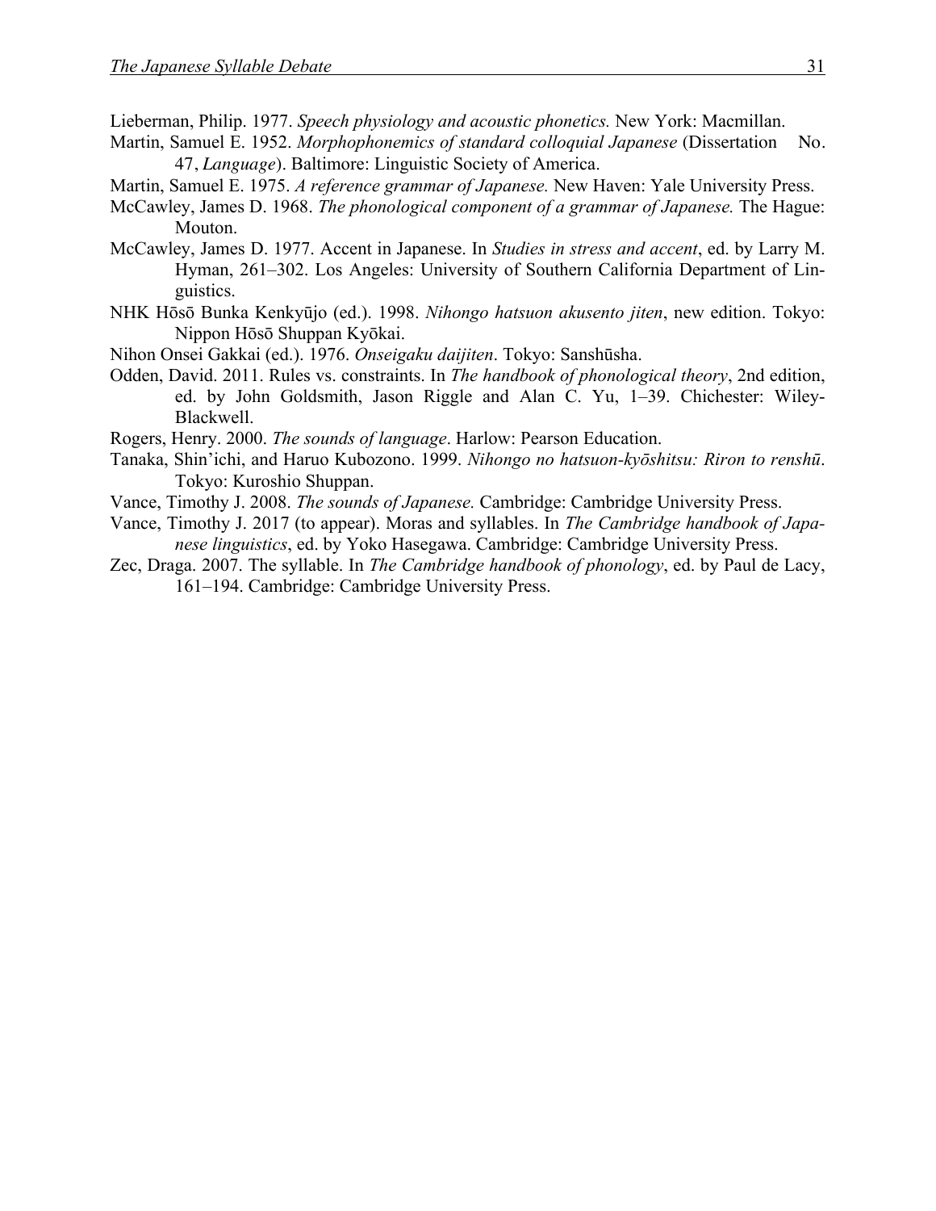Lieberman, Philip. 1977. *Speech physiology and acoustic phonetics.* New York: Macmillan.

Martin, Samuel E. 1952. *Morphophonemics of standard colloquial Japanese* (Dissertation No. 47, *Language*). Baltimore: Linguistic Society of America.

Martin, Samuel E. 1975. *A reference grammar of Japanese.* New Haven: Yale University Press.

McCawley, James D. 1968. *The phonological component of a grammar of Japanese.* The Hague: Mouton.

McCawley, James D. 1977. Accent in Japanese. In *Studies in stress and accent*, ed. by Larry M. Hyman, 261–302. Los Angeles: University of Southern California Department of Linguistics.

NHK Hōsō Bunka Kenkyūjo (ed.). 1998. *Nihongo hatsuon akusento jiten*, new edition. Tokyo: Nippon Hōsō Shuppan Kyōkai.

Nihon Onsei Gakkai (ed.). 1976. *Onseigaku daijiten*. Tokyo: Sanshūsha.

Odden, David. 2011. Rules vs. constraints. In *The handbook of phonological theory*, 2nd edition, ed. by John Goldsmith, Jason Riggle and Alan C. Yu, 1–39. Chichester: Wiley-Blackwell.

Rogers, Henry. 2000. *The sounds of language*. Harlow: Pearson Education.

Tanaka, Shin'ichi, and Haruo Kubozono. 1999. *Nihongo no hatsuon-kyōshitsu: Riron to renshū*. Tokyo: Kuroshio Shuppan.

Vance, Timothy J. 2008. *The sounds of Japanese.* Cambridge: Cambridge University Press.

Vance, Timothy J. 2017 (to appear). Moras and syllables. In *The Cambridge handbook of Japanese linguistics*, ed. by Yoko Hasegawa. Cambridge: Cambridge University Press.

Zec, Draga. 2007. The syllable. In *The Cambridge handbook of phonology*, ed. by Paul de Lacy, 161–194. Cambridge: Cambridge University Press.